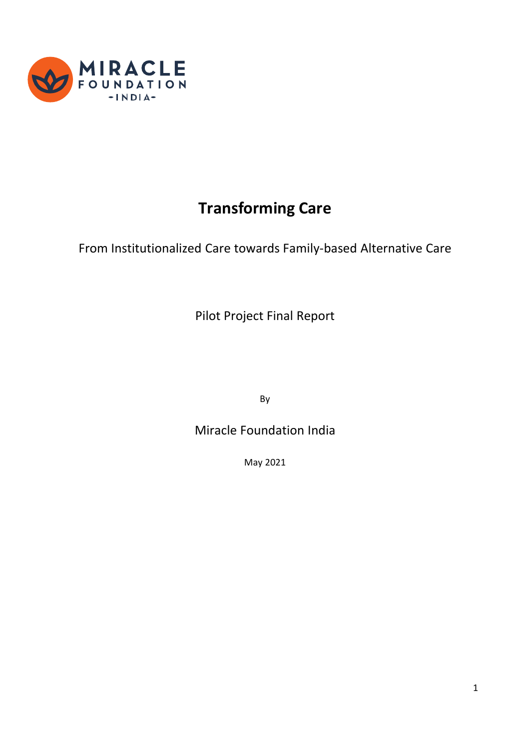# Transforming Care

From Institutionalized Care towards Family-based Alternative Care

Pilot Project Final Report

By

Miracle Foundation India

May 2021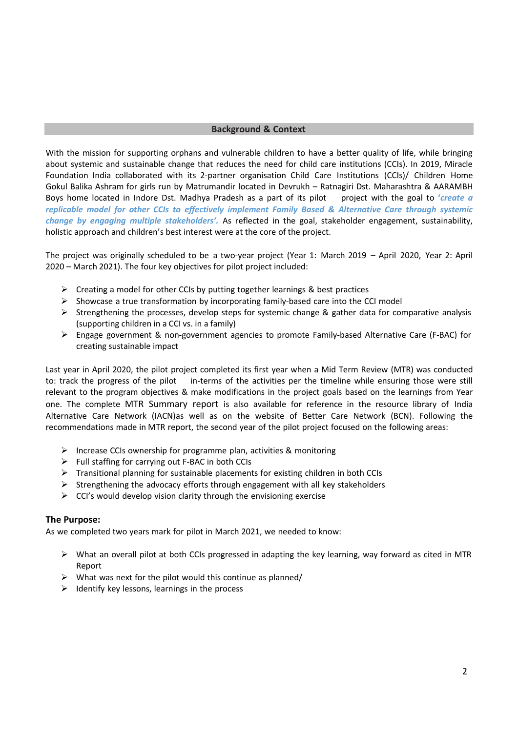## Background & Context

With the mission for supporting orphans and vulnerable children to have a better quality of life, while bringing about systemic and sustainable change that reduces the need for child care institutions (CCIs). In 2019, Miracle Foundation India collaborated with its 2-partner organisation Child Care Institutions (CCIs)/ Children Home Gokul Balika Ashram for girls run by Matrumandir located in Devrukh – Ratnagiri Dst. Maharashtra & AARAMBH Boys home located in Indore Dst. Madhya Pradesh as a part of its pilot project with the goal to ***'create a replicable model for other CCIs to effectively implement Family Based & Alternative Care through systemic change by engaging multiple stakeholders'.*** As reflected in the goal, stakeholder engagement, sustainability, holistic approach and children's best interest were at the core of the project.

The project was originally scheduled to be a two-year project (Year 1: March 2019 – April 2020, Year 2: April 2020 – March 2021). The four key objectives for pilot project included:

- Creating a model for other CCIs by putting together learnings & best practices
- Showcase a true transformation by incorporating family-based care into the CCI model
- Strengthening the processes, develop steps for systemic change & gather data for comparative analysis (supporting children in a CCI vs. in a family)
- Engage government & non-government agencies to promote Family-based Alternative Care (F-BAC) for creating sustainable impact

Last year in April 2020, the pilot project completed its first year when a Mid Term Review (MTR) was conducted to: track the progress of the pilot in-terms of the activities per the timeline while ensuring those were still relevant to the program objectives & make modifications in the project goals based on the learnings from Year one. The complete MTR Summary report is also available for reference in the resource library of India Alternative Care Network (IACN)as well as on the website of Better Care Network (BCN). Following the recommendations made in MTR report, the second year of the pilot project focused on the following areas:

- Increase CCIs ownership for programme plan, activities & monitoring
- Full staffing for carrying out F-BAC in both CCIs
- Transitional planning for sustainable placements for existing children in both CCIs
- Strengthening the advocacy efforts through engagement with all key stakeholders
- CCI's would develop vision clarity through the envisioning exercise

**The Purpose:**

As we completed two years mark for pilot in March 2021, we needed to know:

- What an overall pilot at both CCIs progressed in adapting the key learning, way forward as cited in MTR Report
- What was next for the pilot would this continue as planned/
- Identify key lessons, learnings in the process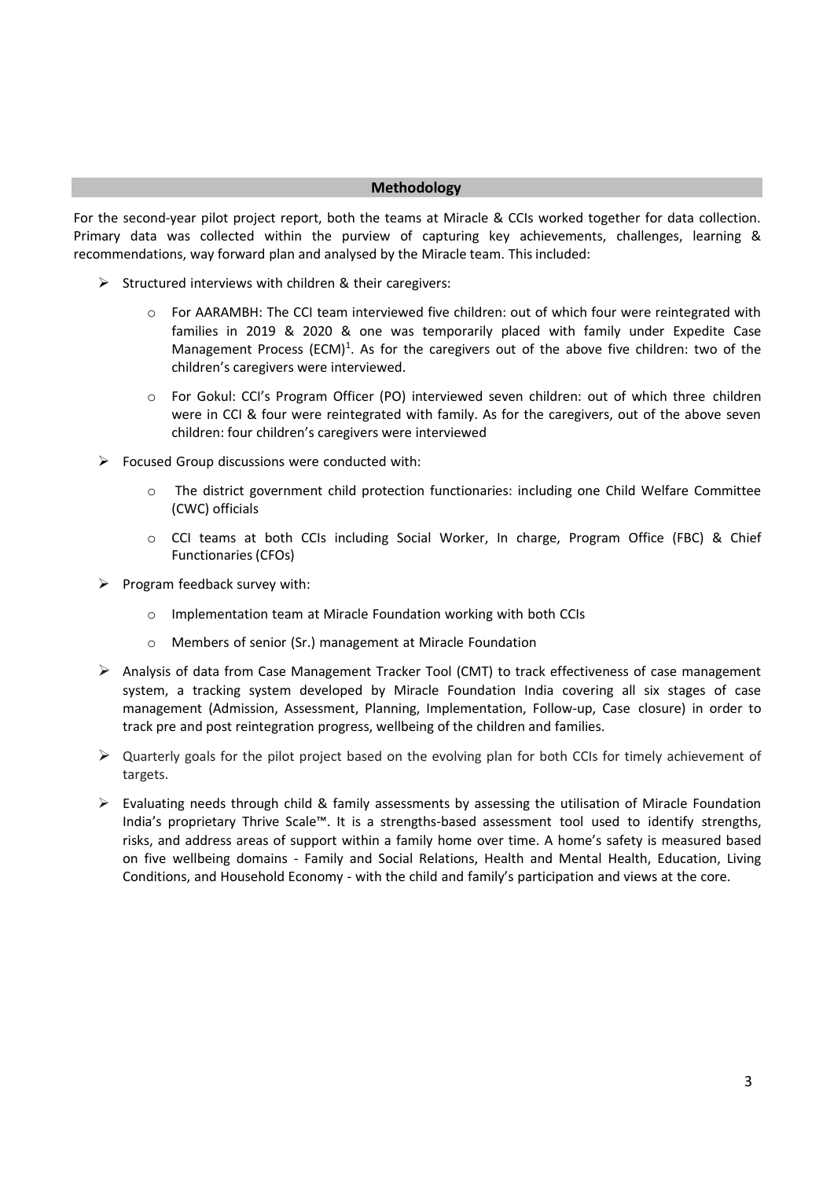## Methodology

For the second-year pilot project report, both the teams at Miracle & CCIs worked together for data collection. Primary data was collected within the purview of capturing key achievements, challenges, learning & recommendations, way forward plan and analysed by the Miracle team. This included:

- Structured interviews with children & their caregivers:
    - For AARAMBH: The CCI team interviewed five children: out of which four were reintegrated with families in 2019 & 2020 & one was temporarily placed with family under Expedite Case Management Process (ECM)[1]. As for the caregivers out of the above five children: two of the children's caregivers were interviewed.
    - For Gokul: CCI's Program Officer (PO) interviewed seven children: out of which three children were in CCI & four were reintegrated with family. As for the caregivers, out of the above seven children: four children's caregivers were interviewed
- Focused Group discussions were conducted with:
    - The district government child protection functionaries: including one Child Welfare Committee (CWC) officials
    - CCI teams at both CCIs including Social Worker, In charge, Program Office (FBC) & Chief Functionaries (CFOs)
- Program feedback survey with:
    - Implementation team at Miracle Foundation working with both CCIs
    - Members of senior (Sr.) management at Miracle Foundation
- Analysis of data from Case Management Tracker Tool (CMT) to track effectiveness of case management system, a tracking system developed by Miracle Foundation India covering all six stages of case management (Admission, Assessment, Planning, Implementation, Follow-up, Case closure) in order to track pre and post reintegration progress, wellbeing of the children and families.
- Quarterly goals for the pilot project based on the evolving plan for both CCIs for timely achievement of targets.
- Evaluating needs through child & family assessments by assessing the utilisation of Miracle Foundation India's proprietary Thrive Scale™. It is a strengths-based assessment tool used to identify strengths, risks, and address areas of support within a family home over time. A home's safety is measured based on five wellbeing domains - Family and Social Relations, Health and Mental Health, Education, Living Conditions, and Household Economy - with the child and family's participation and views at the core.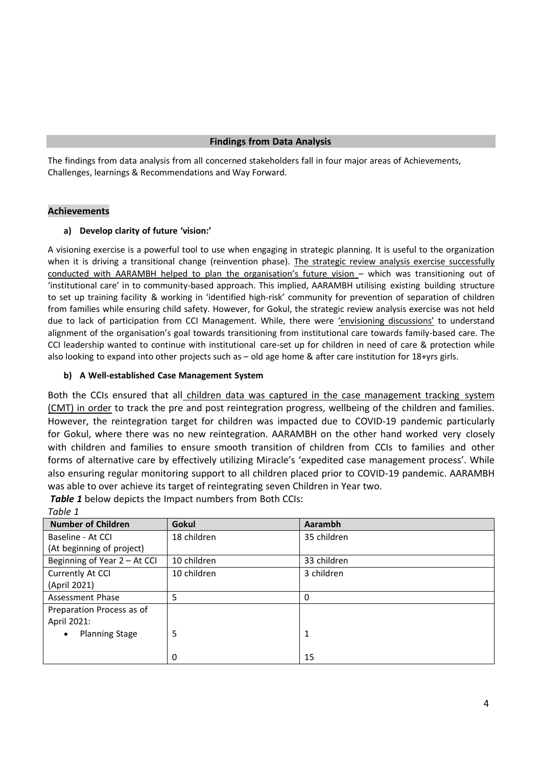## Findings from Data Analysis

The findings from data analysis from all concerned stakeholders fall in four major areas of Achievements, Challenges, learnings & Recommendations and Way Forward.

### Achievements

**a) Develop clarity of future 'vision:'**

A visioning exercise is a powerful tool to use when engaging in strategic planning. It is useful to the organization when it is driving a transitional change (reinvention phase). The strategic review analysis exercise successfully conducted with AARAMBH helped to plan the organisation's future vision – which was transitioning out of 'institutional care' in to community-based approach. This implied, AARAMBH utilising existing building structure to set up training facility & working in 'identified high-risk' community for prevention of separation of children from families while ensuring child safety. However, for Gokul, the strategic review analysis exercise was not held due to lack of participation from CCI Management. While, there were 'envisioning discussions' to understand alignment of the organisation's goal towards transitioning from institutional care towards family-based care. The CCI leadership wanted to continue with institutional care-set up for children in need of care & protection while also looking to expand into other projects such as – old age home & after care institution for 18+yrs girls.

**b) A Well-established Case Management System**

Both the CCIs ensured that all children data was captured in the case management tracking system (CMT) in order to track the pre and post reintegration progress, wellbeing of the children and families. However, the reintegration target for children was impacted due to COVID-19 pandemic particularly for Gokul, where there was no new reintegration. AARAMBH on the other hand worked very closely with children and families to ensure smooth transition of children from CCIs to families and other forms of alternative care by effectively utilizing Miracle's 'expedited case management process'. While also ensuring regular monitoring support to all children placed prior to COVID-19 pandemic. AARAMBH was able to over achieve its target of reintegrating seven Children in Year two.

***Table 1*** below depicts the Impact numbers from Both CCIs:

*Table 1*

| Number of Children | Gokul | Aarambh |
|---|---|---|
| Baseline - At CCI (At beginning of project) | 18 children | 35 children |
| Beginning of Year 2 – At CCI | 10 children | 33 children |
| Currently At CCI (April 2021) | 10 children | 3 children |
| Assessment Phase | 5 | 0 |
| Preparation Process as of April 2021: | | |
| • Planning Stage | 5 | 1 |
| | 0 | 15 |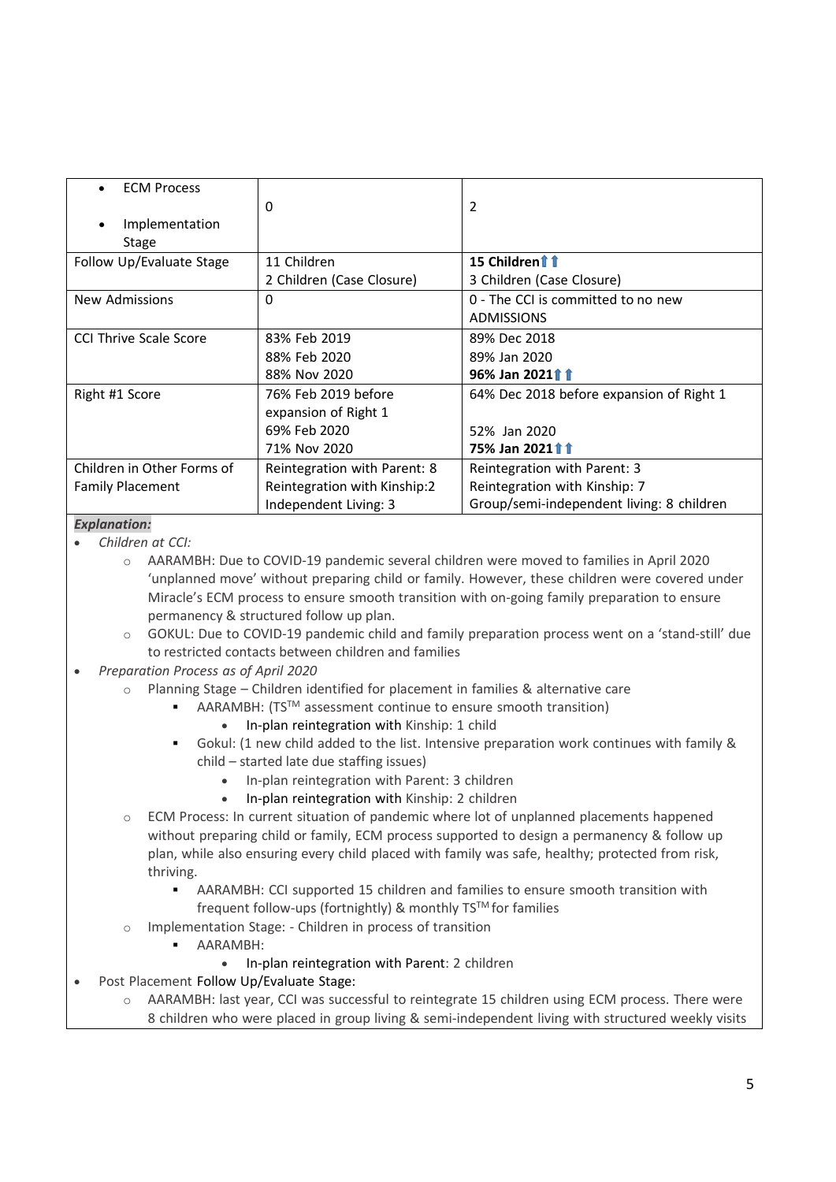| | | |
|---|---|---|
| • ECM Process<br>• Implementation Stage | 0 | 2 |
| Follow Up/Evaluate Stage | 11 Children<br>2 Children (Case Closure) | **15 Children⬆⬆**<br>3 Children (Case Closure) |
| New Admissions | 0 | 0 - The CCI is committed to no new ADMISSIONS |
| CCI Thrive Scale Score | 83% Feb 2019<br>88% Feb 2020<br>88% Nov 2020 | 89% Dec 2018<br>89% Jan 2020<br>**96% Jan 2021⬆⬆** |
| Right #1 Score | 76% Feb 2019 before expansion of Right 1<br>69% Feb 2020<br>71% Nov 2020 | 64% Dec 2018 before expansion of Right 1<br><br>52% Jan 2020<br>**75% Jan 2021⬆⬆** |
| Children in Other Forms of Family Placement | Reintegration with Parent: 8<br>Reintegration with Kinship:2<br>Independent Living: 3 | Reintegration with Parent: 3<br>Reintegration with Kinship: 7<br>Group/semi-independent living: 8 children |

***Explanation:***

- *Children at CCI:*
  - AARAMBH: Due to COVID-19 pandemic several children were moved to families in April 2020 'unplanned move' without preparing child or family. However, these children were covered under Miracle's ECM process to ensure smooth transition with on-going family preparation to ensure permanency & structured follow up plan.
  - GOKUL: Due to COVID-19 pandemic child and family preparation process went on a 'stand-still' due to restricted contacts between children and families
- *Preparation Process as of April 2020*
  - Planning Stage – Children identified for placement in families & alternative care
    - AARAMBH: (TS™ assessment continue to ensure smooth transition)
      - In-plan reintegration with Kinship: 1 child
    - Gokul: (1 new child added to the list. Intensive preparation work continues with family & child – started late due staffing issues)
      - In-plan reintegration with Parent: 3 children
      - In-plan reintegration with Kinship: 2 children
  - ECM Process: In current situation of pandemic where lot of unplanned placements happened without preparing child or family, ECM process supported to design a permanency & follow up plan, while also ensuring every child placed with family was safe, healthy; protected from risk, thriving.
    - AARAMBH: CCI supported 15 children and families to ensure smooth transition with frequent follow-ups (fortnightly) & monthly TS™ for families
  - Implementation Stage: - Children in process of transition
    - AARAMBH:
      - In-plan reintegration with Parent: 2 children
- Post Placement Follow Up/Evaluate Stage:
  - AARAMBH: last year, CCI was successful to reintegrate 15 children using ECM process. There were 8 children who were placed in group living & semi-independent living with structured weekly visits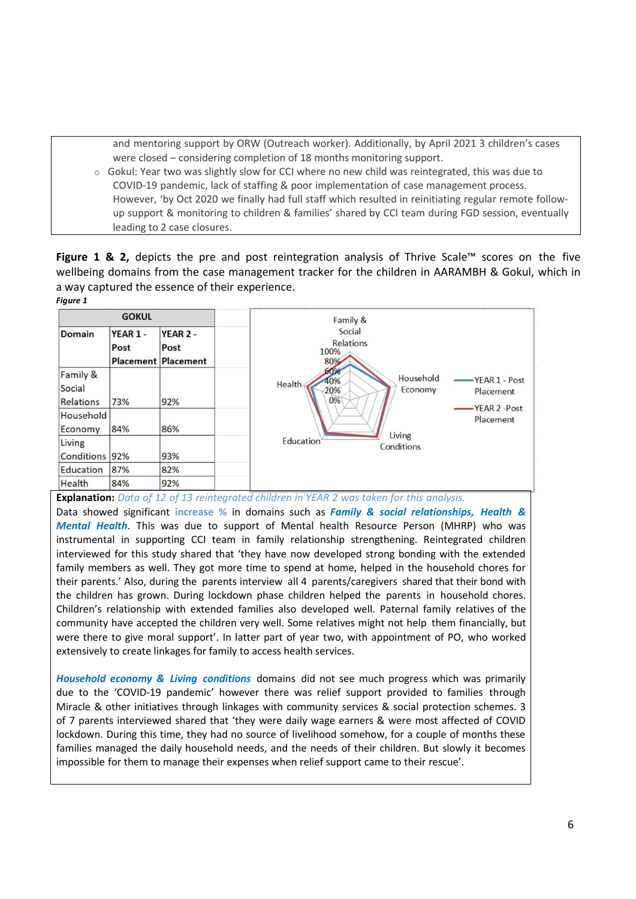and mentoring support by ORW (Outreach worker). Additionally, by April 2021 3 children's cases were closed – considering completion of 18 months monitoring support.

- Gokul: Year two was slightly slow for CCI where no new child was reintegrated, this was due to COVID-19 pandemic, lack of staffing & poor implementation of case management process. However, 'by Oct 2020 we finally had full staff which resulted in reinitiating regular remote follow-up support & monitoring to children & families' shared by CCI team during FGD session, eventually leading to 2 case closures.

**Figure 1 & 2,** depicts the pre and post reintegration analysis of Thrive Scale™ scores on the five wellbeing domains from the case management tracker for the children in AARAMBH & Gokul, which in a way captured the essence of their experience.

***Figure 1***

| GOKUL | | |
|---|---|---|
| **Domain** | **YEAR 1 - Post Placement** | **YEAR 2 - Post Placement** |
| Family & Social Relations | 73% | 92% |
| Household Economy | 84% | 86% |
| Living Conditions | 92% | 93% |
| Education | 87% | 82% |
| Health | 84% | 92% |

**Explanation:** *Data of 12 of 13 reintegrated children in YEAR 2 was taken for this analysis.*

Data showed significant **increase %** in domains such as ***Family & social relationships, Health & Mental Health***. This was due to support of Mental health Resource Person (MHRP) who was instrumental in supporting CCI team in family relationship strengthening. Reintegrated children interviewed for this study shared that 'they have now developed strong bonding with the extended family members as well. They got more time to spend at home, helped in the household chores for their parents.' Also, during the parents interview all 4 parents/caregivers shared that their bond with the children has grown. During lockdown phase children helped the parents in household chores. Children's relationship with extended families also developed well. Paternal family relatives of the community have accepted the children very well. Some relatives might not help them financially, but were there to give moral support'. In latter part of year two, with appointment of PO, who worked extensively to create linkages for family to access health services.

***Household economy & Living conditions*** domains did not see much progress which was primarily due to the 'COVID-19 pandemic' however there was relief support provided to families through Miracle & other initiatives through linkages with community services & social protection schemes. 3 of 7 parents interviewed shared that 'they were daily wage earners & were most affected of COVID lockdown. During this time, they had no source of livelihood somehow, for a couple of months these families managed the daily household needs, and the needs of their children. But slowly it becomes impossible for them to manage their expenses when relief support came to their rescue'.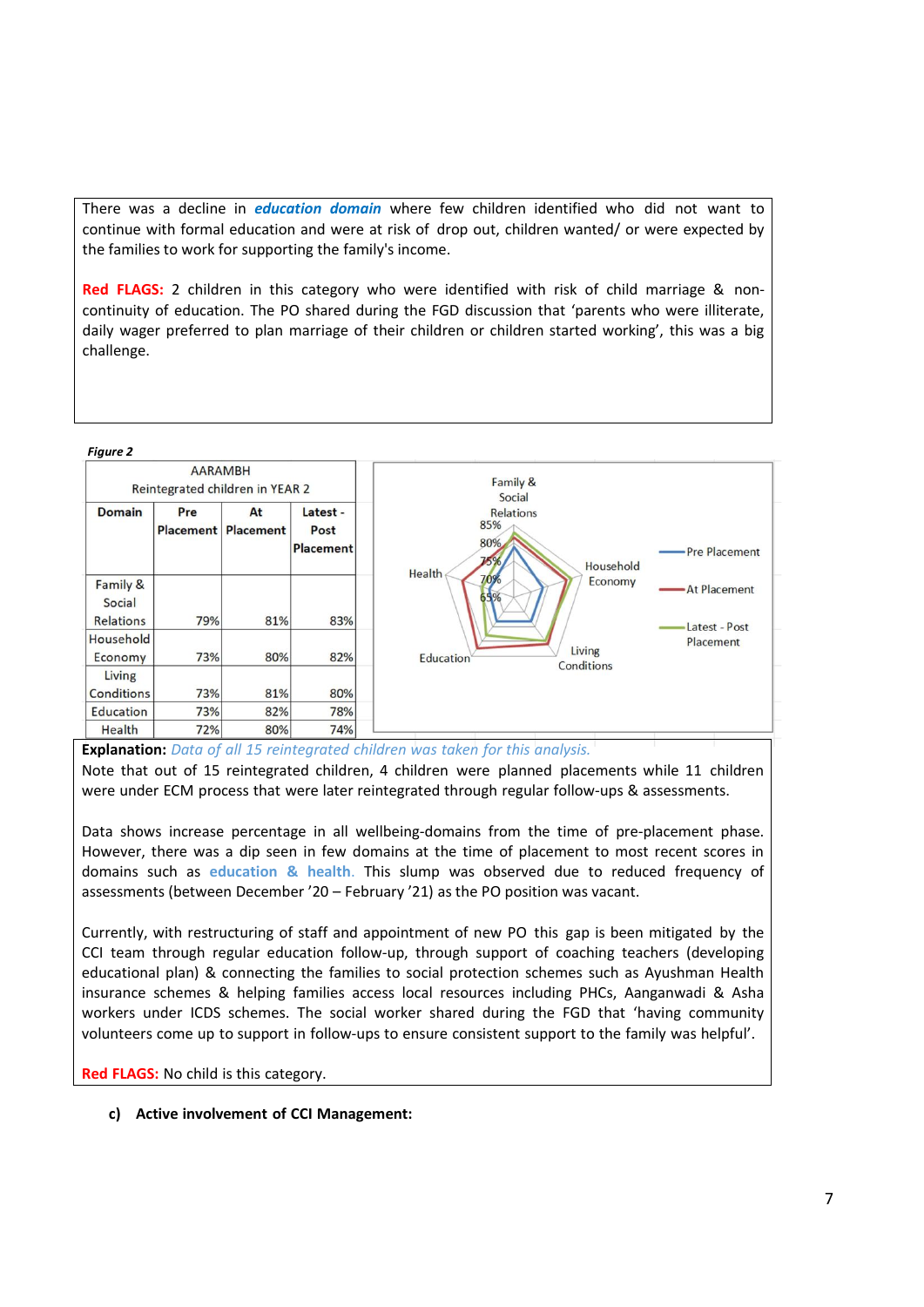There was a decline in ***education domain*** where few children identified who did not want to continue with formal education and were at risk of drop out, children wanted/ or were expected by the families to work for supporting the family's income.

**Red FLAGS:** 2 children in this category who were identified with risk of child marriage & non-continuity of education. The PO shared during the FGD discussion that 'parents who were illiterate, daily wager preferred to plan marriage of their children or children started working', this was a big challenge.

***Figure 2***

| AARAMBH Reintegrated children in YEAR 2 | | | |
|---|---|---|---|
| **Domain** | **Pre Placement** | **At Placement** | **Latest - Post Placement** |
| Family & Social Relations | 79% | 81% | 83% |
| Household Economy | 73% | 80% | 82% |
| Living Conditions | 73% | 81% | 80% |
| Education | 73% | 82% | 78% |
| Health | 72% | 80% | 74% |

**Explanation:** *Data of all 15 reintegrated children was taken for this analysis.*
Note that out of 15 reintegrated children, 4 children were planned placements while 11 children were under ECM process that were later reintegrated through regular follow-ups & assessments.

Data shows increase percentage in all wellbeing-domains from the time of pre-placement phase. However, there was a dip seen in few domains at the time of placement to most recent scores in domains such as **education & health**. This slump was observed due to reduced frequency of assessments (between December '20 – February '21) as the PO position was vacant.

Currently, with restructuring of staff and appointment of new PO this gap is been mitigated by the CCI team through regular education follow-up, through support of coaching teachers (developing educational plan) & connecting the families to social protection schemes such as Ayushman Health insurance schemes & helping families access local resources including PHCs, Aanganwadi & Asha workers under ICDS schemes. The social worker shared during the FGD that 'having community volunteers come up to support in follow-ups to ensure consistent support to the family was helpful'.

**Red FLAGS:** No child is this category.

**c) Active involvement of CCI Management:**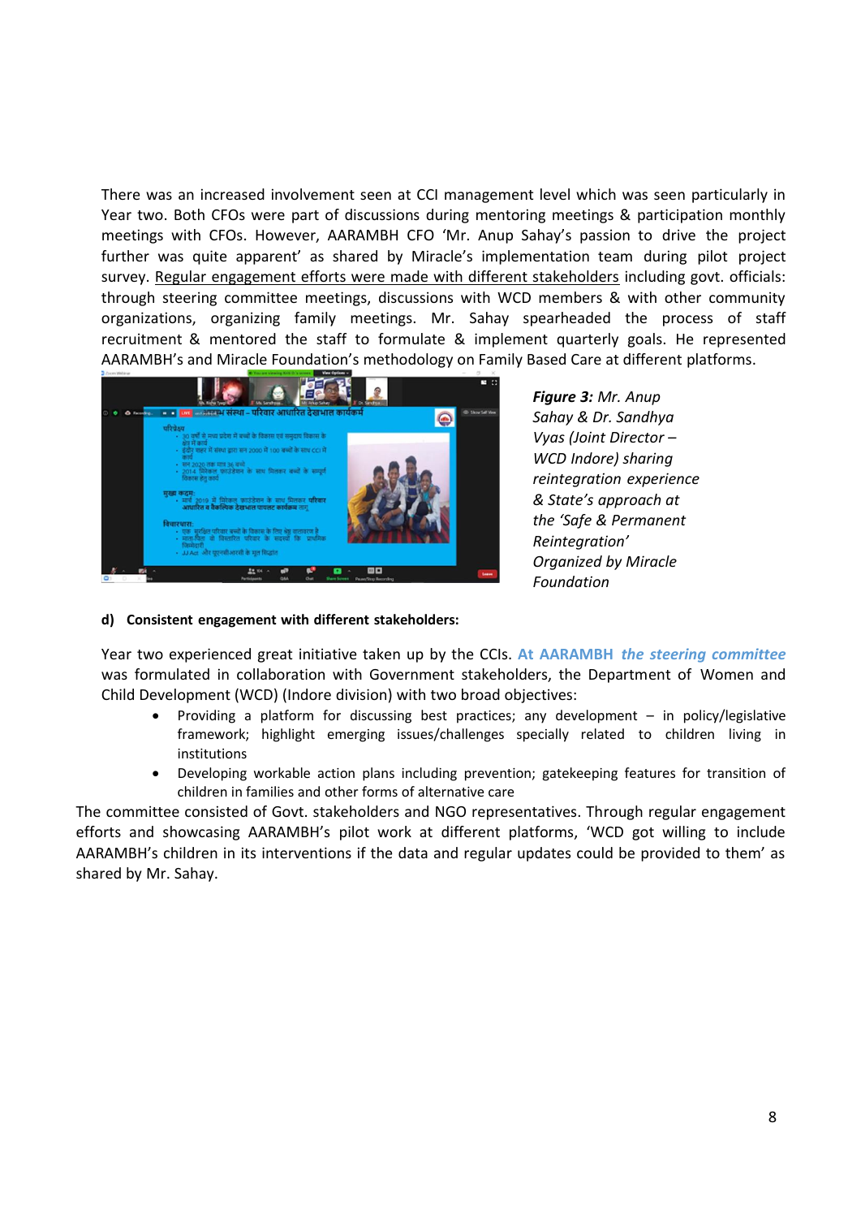There was an increased involvement seen at CCI management level which was seen particularly in Year two. Both CFOs were part of discussions during mentoring meetings & participation monthly meetings with CFOs. However, AARAMBH CFO 'Mr. Anup Sahay's passion to drive the project further was quite apparent' as shared by Miracle's implementation team during pilot project survey. Regular engagement efforts were made with different stakeholders including govt. officials: through steering committee meetings, discussions with WCD members & with other community organizations, organizing family meetings. Mr. Sahay spearheaded the process of staff recruitment & mentored the staff to formulate & implement quarterly goals. He represented AARAMBH's and Miracle Foundation's methodology on Family Based Care at different platforms.

***Figure 3:*** *Mr. Anup Sahay & Dr. Sandhya Vyas (Joint Director – WCD Indore) sharing reintegration experience & State's approach at the 'Safe & Permanent Reintegration' Organized by Miracle Foundation*

**d) Consistent engagement with different stakeholders:**

Year two experienced great initiative taken up by the CCIs. **At AARAMBH** ***the steering committee*** was formulated in collaboration with Government stakeholders, the Department of Women and Child Development (WCD) (Indore division) with two broad objectives:

- Providing a platform for discussing best practices; any development – in policy/legislative framework; highlight emerging issues/challenges specially related to children living in institutions
- Developing workable action plans including prevention; gatekeeping features for transition of children in families and other forms of alternative care

The committee consisted of Govt. stakeholders and NGO representatives. Through regular engagement efforts and showcasing AARAMBH's pilot work at different platforms, 'WCD got willing to include AARAMBH's children in its interventions if the data and regular updates could be provided to them' as shared by Mr. Sahay.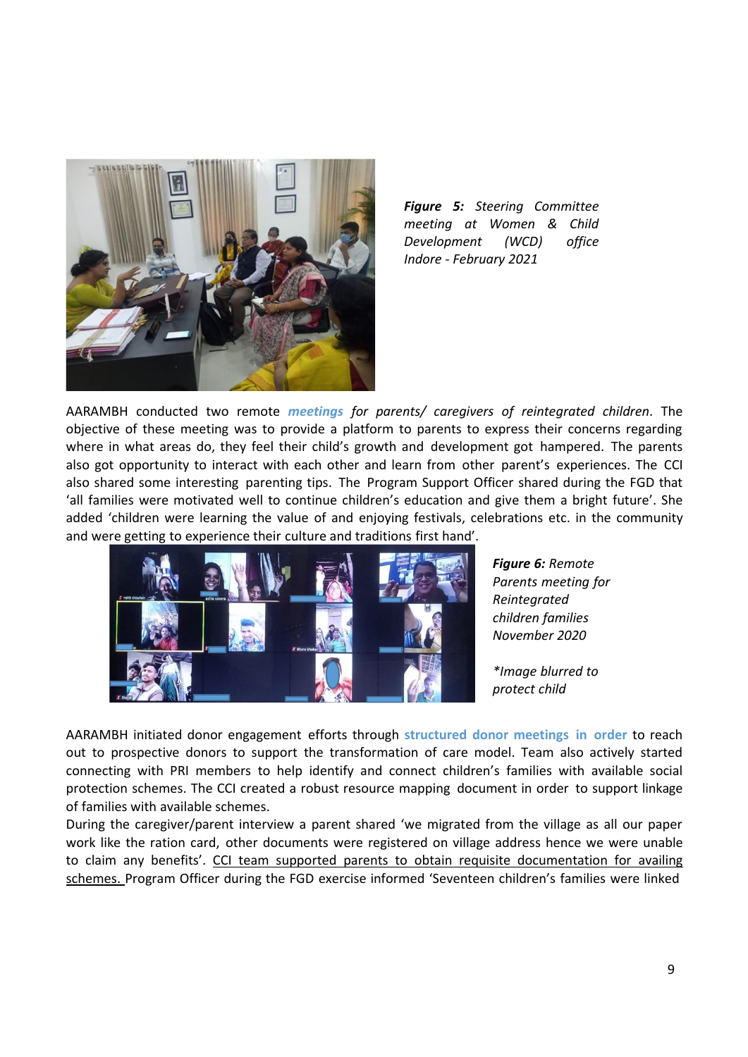***Figure 5:*** *Steering Committee meeting at Women & Child Development (WCD) office Indore - February 2021*

AARAMBH conducted two remote ***meetings*** *for parents/ caregivers of reintegrated children*. The objective of these meeting was to provide a platform to parents to express their concerns regarding where in what areas do, they feel their child's growth and development got hampered. The parents also got opportunity to interact with each other and learn from other parent's experiences. The CCI also shared some interesting parenting tips. The Program Support Officer shared during the FGD that 'all families were motivated well to continue children's education and give them a bright future'. She added 'children were learning the value of and enjoying festivals, celebrations etc. in the community and were getting to experience their culture and traditions first hand'.

***Figure 6:*** *Remote Parents meeting for Reintegrated children families November 2020*

*\*Image blurred to protect child*

AARAMBH initiated donor engagement efforts through **structured donor meetings in order** to reach out to prospective donors to support the transformation of care model. Team also actively started connecting with PRI members to help identify and connect children's families with available social protection schemes. The CCI created a robust resource mapping document in order to support linkage of families with available schemes.

During the caregiver/parent interview a parent shared 'we migrated from the village as all our paper work like the ration card, other documents were registered on village address hence we were unable to claim any benefits'. <u>CCI team supported parents to obtain requisite documentation for availing schemes.</u> Program Officer during the FGD exercise informed 'Seventeen children's families were linked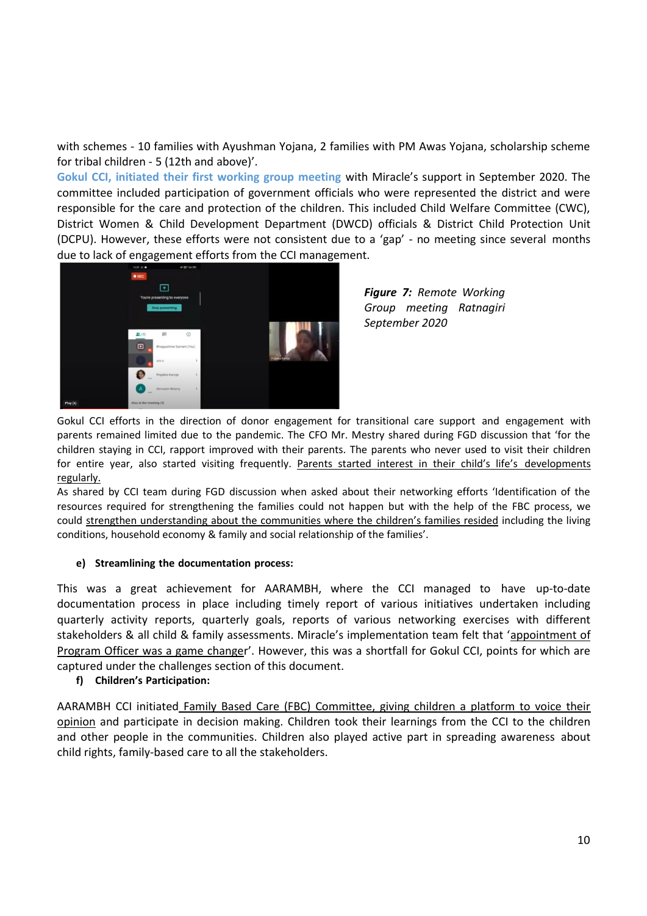with schemes - 10 families with Ayushman Yojana, 2 families with PM Awas Yojana, scholarship scheme for tribal children - 5 (12th and above)'.

**Gokul CCI, initiated their first working group meeting** with Miracle's support in September 2020. The committee included participation of government officials who were represented the district and were responsible for the care and protection of the children. This included Child Welfare Committee (CWC), District Women & Child Development Department (DWCD) officials & District Child Protection Unit (DCPU). However, these efforts were not consistent due to a 'gap' - no meeting since several months due to lack of engagement efforts from the CCI management.

***Figure 7:** Remote Working Group meeting Ratnagiri September 2020*

Gokul CCI efforts in the direction of donor engagement for transitional care support and engagement with parents remained limited due to the pandemic. The CFO Mr. Mestry shared during FGD discussion that 'for the children staying in CCI, rapport improved with their parents. The parents who never used to visit their children for entire year, also started visiting frequently. Parents started interest in their child's life's developments regularly.

As shared by CCI team during FGD discussion when asked about their networking efforts 'Identification of the resources required for strengthening the families could not happen but with the help of the FBC process, we could strengthen understanding about the communities where the children's families resided including the living conditions, household economy & family and social relationship of the families'.

**e) Streamlining the documentation process:**

This was a great achievement for AARAMBH, where the CCI managed to have up-to-date documentation process in place including timely report of various initiatives undertaken including quarterly activity reports, quarterly goals, reports of various networking exercises with different stakeholders & all child & family assessments. Miracle's implementation team felt that 'appointment of Program Officer was a game changer'. However, this was a shortfall for Gokul CCI, points for which are captured under the challenges section of this document.

**f) Children's Participation:**

AARAMBH CCI initiated Family Based Care (FBC) Committee, giving children a platform to voice their opinion and participate in decision making. Children took their learnings from the CCI to the children and other people in the communities. Children also played active part in spreading awareness about child rights, family-based care to all the stakeholders.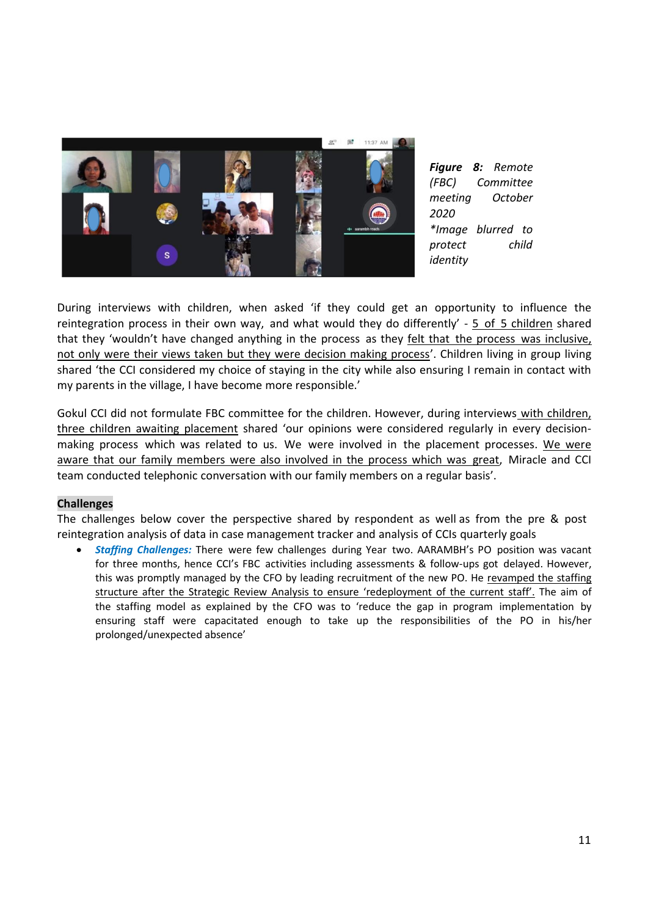*Figure 8: Remote (FBC) Committee meeting October 2020*
**Image blurred to protect child identity*

During interviews with children, when asked 'if they could get an opportunity to influence the reintegration process in their own way, and what would they do differently' - 5 of 5 children shared that they 'wouldn't have changed anything in the process as they felt that the process was inclusive, not only were their views taken but they were decision making process'. Children living in group living shared 'the CCI considered my choice of staying in the city while also ensuring I remain in contact with my parents in the village, I have become more responsible.'

Gokul CCI did not formulate FBC committee for the children. However, during interviews with children, three children awaiting placement shared 'our opinions were considered regularly in every decision-making process which was related to us. We were involved in the placement processes. We were aware that our family members were also involved in the process which was great, Miracle and CCI team conducted telephonic conversation with our family members on a regular basis'.

## Challenges

The challenges below cover the perspective shared by respondent as well as from the pre & post reintegration analysis of data in case management tracker and analysis of CCIs quarterly goals

- ***Staffing Challenges:*** There were few challenges during Year two. AARAMBH's PO position was vacant for three months, hence CCI's FBC activities including assessments & follow-ups got delayed. However, this was promptly managed by the CFO by leading recruitment of the new PO. He revamped the staffing structure after the Strategic Review Analysis to ensure 'redeployment of the current staff'. The aim of the staffing model as explained by the CFO was to 'reduce the gap in program implementation by ensuring staff were capacitated enough to take up the responsibilities of the PO in his/her prolonged/unexpected absence'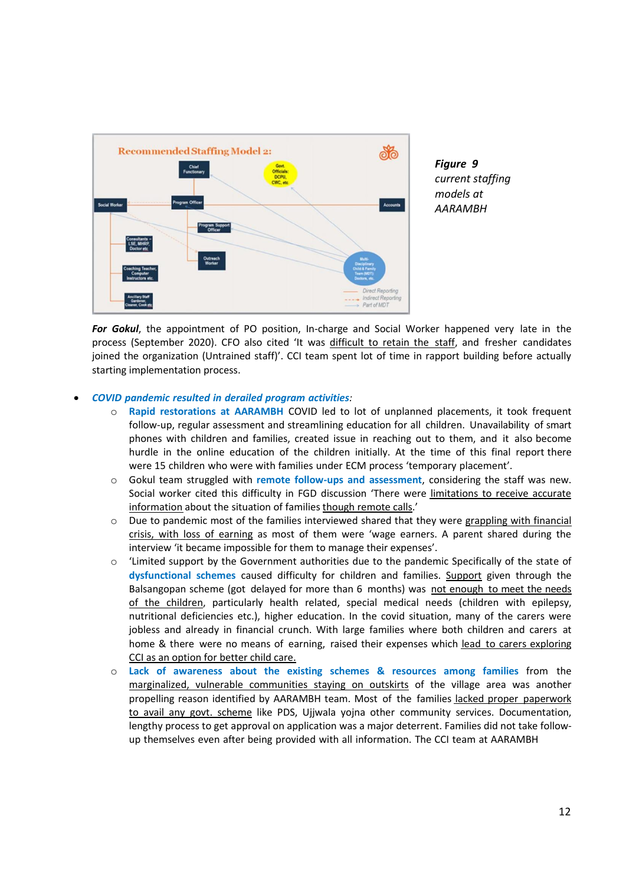***Figure 9*** *current staffing models at AARAMBH*

***For Gokul***, the appointment of PO position, In-charge and Social Worker happened very late in the process (September 2020). CFO also cited 'It was difficult to retain the staff, and fresher candidates joined the organization (Untrained staff)'. CCI team spent lot of time in rapport building before actually starting implementation process.

- ***COVID pandemic resulted in derailed program activities:***
  - **Rapid restorations at AARAMBH** COVID led to lot of unplanned placements, it took frequent follow-up, regular assessment and streamlining education for all children. Unavailability of smart phones with children and families, created issue in reaching out to them, and it also become hurdle in the online education of the children initially. At the time of this final report there were 15 children who were with families under ECM process 'temporary placement'.
  - Gokul team struggled with **remote follow-ups and assessment**, considering the staff was new. Social worker cited this difficulty in FGD discussion 'There were limitations to receive accurate information about the situation of families though remote calls.'
  - Due to pandemic most of the families interviewed shared that they were grappling with financial crisis, with loss of earning as most of them were 'wage earners. A parent shared during the interview 'it became impossible for them to manage their expenses'.
  - 'Limited support by the Government authorities due to the pandemic Specifically of the state of **dysfunctional schemes** caused difficulty for children and families. Support given through the Balsangopan scheme (got delayed for more than 6 months) was not enough to meet the needs of the children, particularly health related, special medical needs (children with epilepsy, nutritional deficiencies etc.), higher education. In the covid situation, many of the carers were jobless and already in financial crunch. With large families where both children and carers at home & there were no means of earning, raised their expenses which lead to carers exploring CCI as an option for better child care.
  - **Lack of awareness about the existing schemes & resources among families** from the marginalized, vulnerable communities staying on outskirts of the village area was another propelling reason identified by AARAMBH team. Most of the families lacked proper paperwork to avail any govt. scheme like PDS, Ujjwala yojna other community services. Documentation, lengthy process to get approval on application was a major deterrent. Families did not take follow-up themselves even after being provided with all information. The CCI team at AARAMBH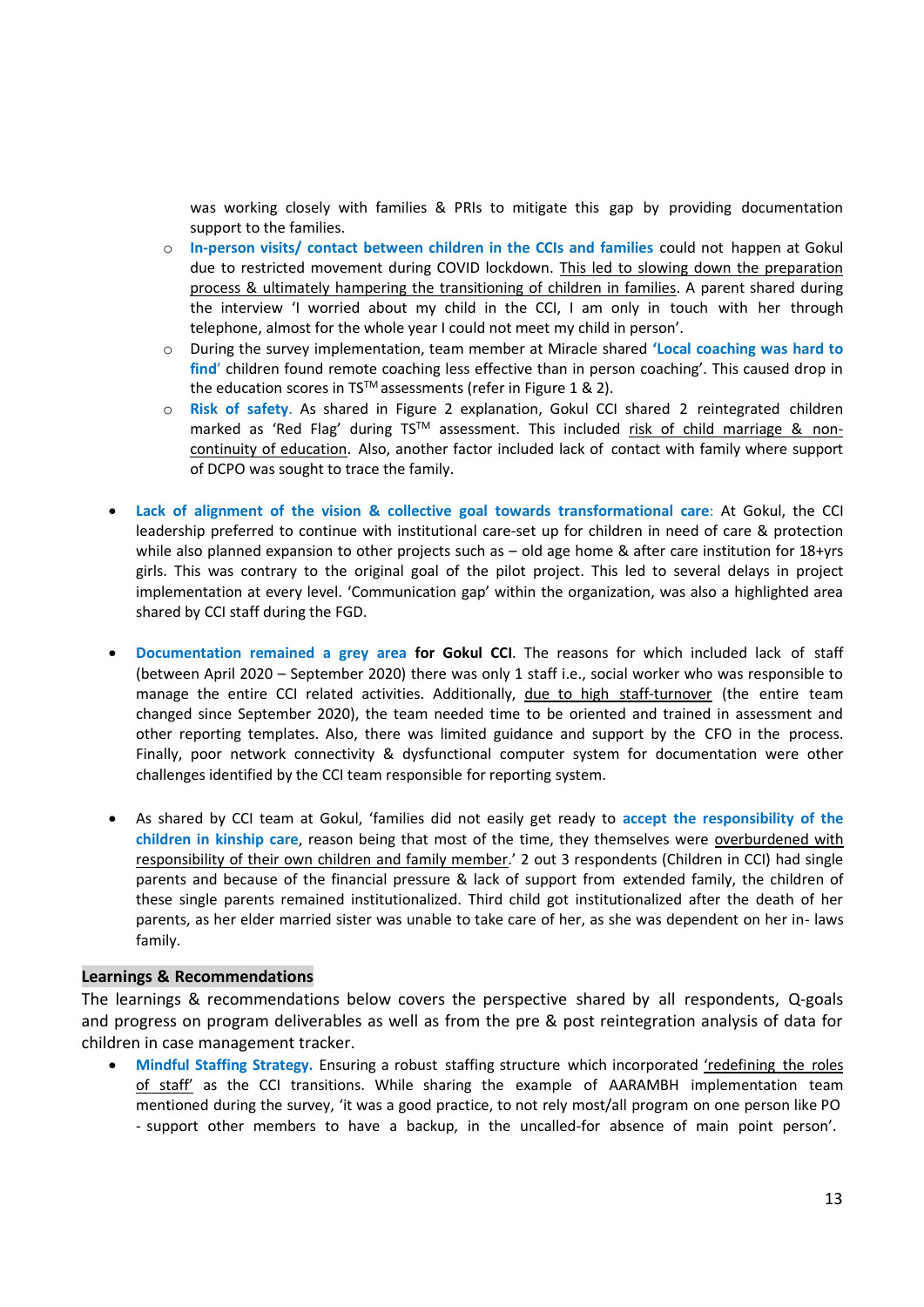was working closely with families & PRIs to mitigate this gap by providing documentation support to the families.

   - **In-person visits/ contact between children in the CCIs and families** could not happen at Gokul due to restricted movement during COVID lockdown. <u>This led to slowing down the preparation process & ultimately hampering the transitioning of children in families</u>. A parent shared during the interview 'I worried about my child in the CCI, I am only in touch with her through telephone, almost for the whole year I could not meet my child in person'.
   - During the survey implementation, team member at Miracle shared **'Local coaching was hard to find'** children found remote coaching less effective than in person coaching'. This caused drop in the education scores in TS™ assessments (refer in Figure 1 & 2).
   - **Risk of safety**. As shared in Figure 2 explanation, Gokul CCI shared 2 reintegrated children marked as 'Red Flag' during TS™ assessment. This included <u>risk of child marriage & non-continuity of education</u>. Also, another factor included lack of contact with family where support of DCPO was sought to trace the family.

- **Lack of alignment of the vision & collective goal towards transformational care**: At Gokul, the CCI leadership preferred to continue with institutional care-set up for children in need of care & protection while also planned expansion to other projects such as – old age home & after care institution for 18+yrs girls. This was contrary to the original goal of the pilot project. This led to several delays in project implementation at every level. 'Communication gap' within the organization, was also a highlighted area shared by CCI staff during the FGD.

- **Documentation remained a grey area for Gokul CCI**. The reasons for which included lack of staff (between April 2020 – September 2020) there was only 1 staff i.e., social worker who was responsible to manage the entire CCI related activities. Additionally, <u>due to high staff-turnover</u> (the entire team changed since September 2020), the team needed time to be oriented and trained in assessment and other reporting templates. Also, there was limited guidance and support by the CFO in the process. Finally, poor network connectivity & dysfunctional computer system for documentation were other challenges identified by the CCI team responsible for reporting system.

- As shared by CCI team at Gokul, 'families did not easily get ready to **accept the responsibility of the children in kinship care**, reason being that most of the time, they themselves were <u>overburdened with responsibility of their own children and family member</u>.' 2 out 3 respondents (Children in CCI) had single parents and because of the financial pressure & lack of support from extended family, the children of these single parents remained institutionalized. Third child got institutionalized after the death of her parents, as her elder married sister was unable to take care of her, as she was dependent on her in- laws family.

## Learnings & Recommendations

The learnings & recommendations below covers the perspective shared by all respondents, Q-goals and progress on program deliverables as well as from the pre & post reintegration analysis of data for children in case management tracker.

- **Mindful Staffing Strategy.** Ensuring a robust staffing structure which incorporated <u>'redefining the roles of staff'</u> as the CCI transitions. While sharing the example of AARAMBH implementation team mentioned during the survey, 'it was a good practice, to not rely most/all program on one person like PO - support other members to have a backup, in the uncalled-for absence of main point person'.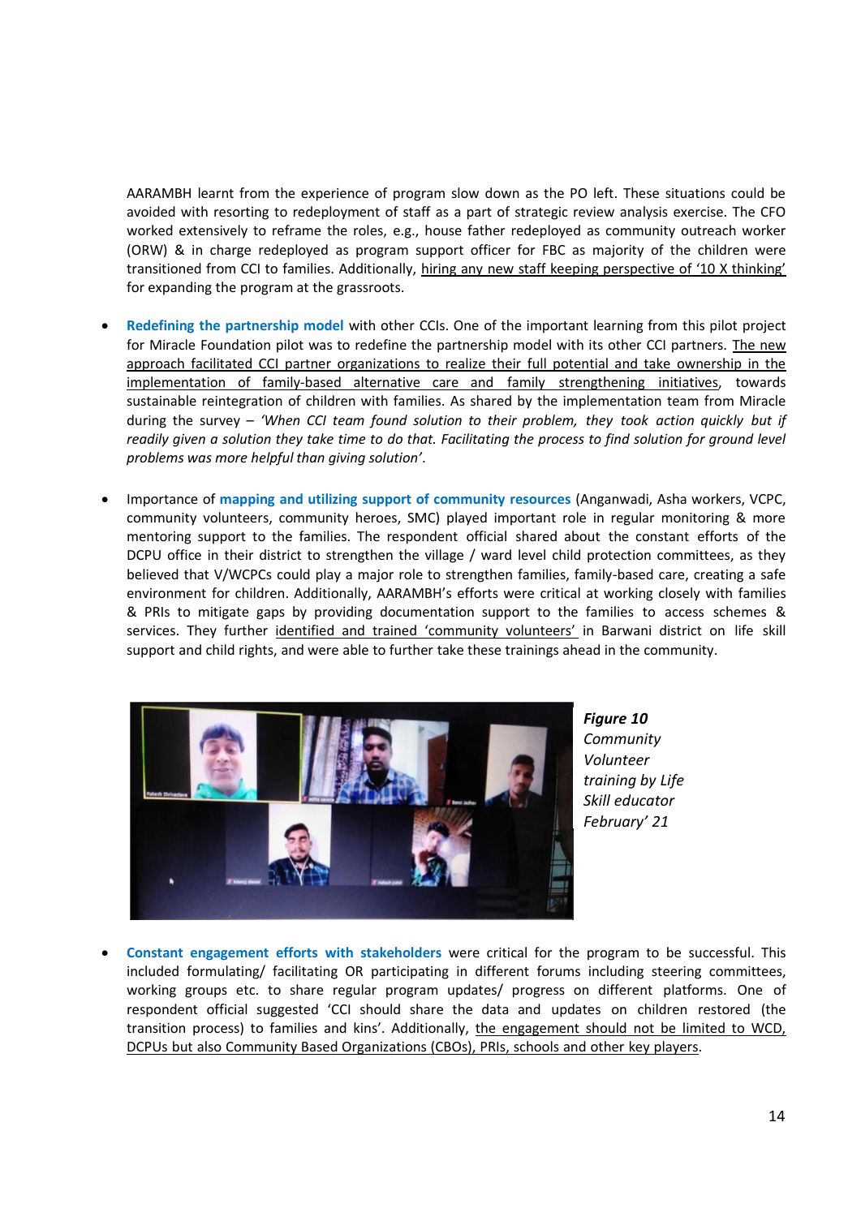AARAMBH learnt from the experience of program slow down as the PO left. These situations could be avoided with resorting to redeployment of staff as a part of strategic review analysis exercise. The CFO worked extensively to reframe the roles, e.g., house father redeployed as community outreach worker (ORW) & in charge redeployed as program support officer for FBC as majority of the children were transitioned from CCI to families. Additionally, hiring any new staff keeping perspective of '10 X thinking' for expanding the program at the grassroots.

- **Redefining the partnership model** with other CCIs. One of the important learning from this pilot project for Miracle Foundation pilot was to redefine the partnership model with its other CCI partners. The new approach facilitated CCI partner organizations to realize their full potential and take ownership in the implementation of family-based alternative care and family strengthening initiatives, towards sustainable reintegration of children with families. As shared by the implementation team from Miracle during the survey – *'When CCI team found solution to their problem, they took action quickly but if readily given a solution they take time to do that. Facilitating the process to find solution for ground level problems was more helpful than giving solution'*.

- Importance of **mapping and utilizing support of community resources** (Anganwadi, Asha workers, VCPC, community volunteers, community heroes, SMC) played important role in regular monitoring & more mentoring support to the families. The respondent official shared about the constant efforts of the DCPU office in their district to strengthen the village / ward level child protection committees, as they believed that V/WCPCs could play a major role to strengthen families, family-based care, creating a safe environment for children. Additionally, AARAMBH's efforts were critical at working closely with families & PRIs to mitigate gaps by providing documentation support to the families to access schemes & services. They further identified and trained 'community volunteers' in Barwani district on life skill support and child rights, and were able to further take these trainings ahead in the community.

***Figure 10*** *Community Volunteer training by Life Skill educator February' 21*

- **Constant engagement efforts with stakeholders** were critical for the program to be successful. This included formulating/ facilitating OR participating in different forums including steering committees, working groups etc. to share regular program updates/ progress on different platforms. One of respondent official suggested 'CCI should share the data and updates on children restored (the transition process) to families and kins'. Additionally, the engagement should not be limited to WCD, DCPUs but also Community Based Organizations (CBOs), PRIs, schools and other key players.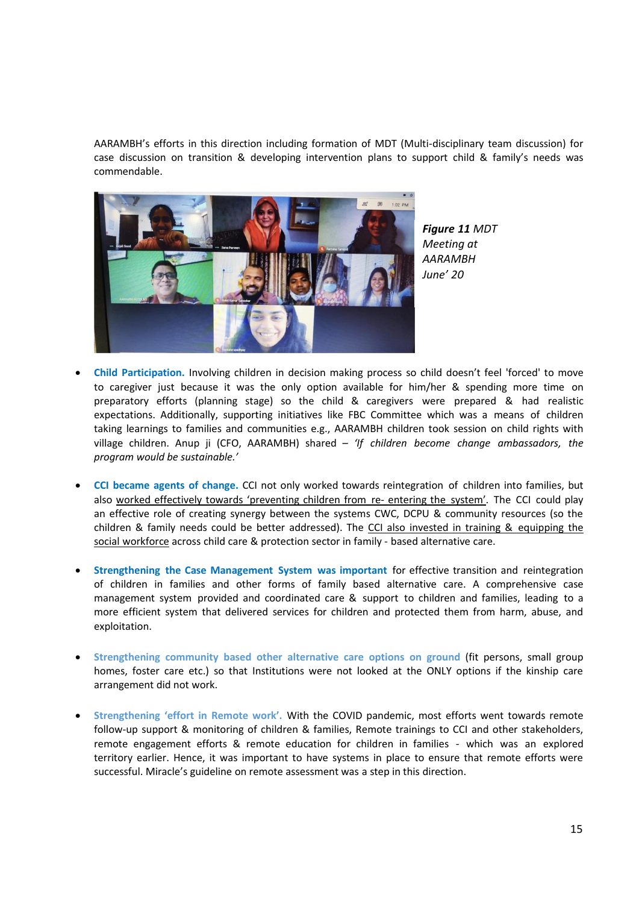AARAMBH's efforts in this direction including formation of MDT (Multi-disciplinary team discussion) for case discussion on transition & developing intervention plans to support child & family's needs was commendable.

***Figure 11*** *MDT Meeting at AARAMBH June' 20*

- **Child Participation.** Involving children in decision making process so child doesn't feel 'forced' to move to caregiver just because it was the only option available for him/her & spending more time on preparatory efforts (planning stage) so the child & caregivers were prepared & had realistic expectations. Additionally, supporting initiatives like FBC Committee which was a means of children taking learnings to families and communities e.g., AARAMBH children took session on child rights with village children. Anup ji (CFO, AARAMBH) shared – *'If children become change ambassadors, the program would be sustainable.'*

- **CCI became agents of change.** CCI not only worked towards reintegration of children into families, but also worked effectively towards 'preventing children from re- entering the system'. The CCI could play an effective role of creating synergy between the systems CWC, DCPU & community resources (so the children & family needs could be better addressed). The CCI also invested in training & equipping the social workforce across child care & protection sector in family - based alternative care.

- **Strengthening the Case Management System was important** for effective transition and reintegration of children in families and other forms of family based alternative care. A comprehensive case management system provided and coordinated care & support to children and families, leading to a more efficient system that delivered services for children and protected them from harm, abuse, and exploitation.

- **Strengthening community based other alternative care options on ground** (fit persons, small group homes, foster care etc.) so that Institutions were not looked at the ONLY options if the kinship care arrangement did not work.

- **Strengthening 'effort in Remote work'.** With the COVID pandemic, most efforts went towards remote follow-up support & monitoring of children & families, Remote trainings to CCI and other stakeholders, remote engagement efforts & remote education for children in families - which was an explored territory earlier. Hence, it was important to have systems in place to ensure that remote efforts were successful. Miracle's guideline on remote assessment was a step in this direction.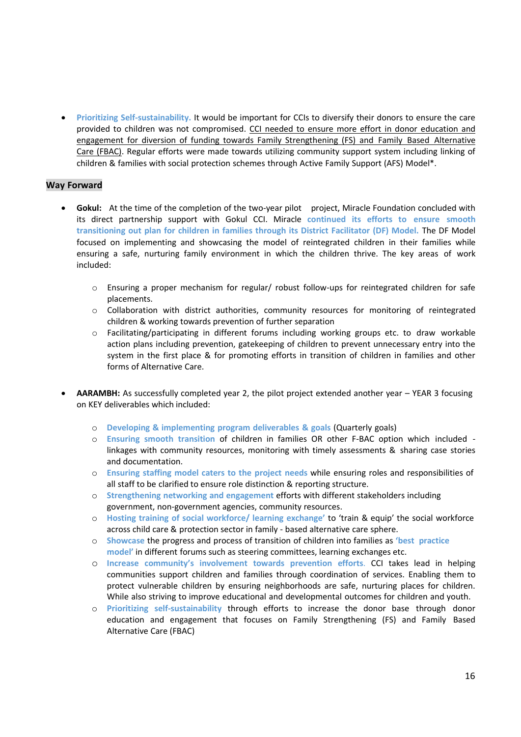- **Prioritizing Self-sustainability.** It would be important for CCIs to diversify their donors to ensure the care provided to children was not compromised. <u>CCI needed to ensure more effort in donor education and engagement for diversion of funding towards Family Strengthening (FS) and Family Based Alternative Care (FBAC)</u>. Regular efforts were made towards utilizing community support system including linking of children & families with social protection schemes through Active Family Support (AFS) Model*.

## Way Forward

- **Gokul:** At the time of the completion of the two-year pilot project, Miracle Foundation concluded with its direct partnership support with Gokul CCI. Miracle **continued its efforts to ensure smooth transitioning out plan for children in families through its District Facilitator (DF) Model.** The DF Model focused on implementing and showcasing the model of reintegrated children in their families while ensuring a safe, nurturing family environment in which the children thrive. The key areas of work included:
    - Ensuring a proper mechanism for regular/ robust follow-ups for reintegrated children for safe placements.
    - Collaboration with district authorities, community resources for monitoring of reintegrated children & working towards prevention of further separation
    - Facilitating/participating in different forums including working groups etc. to draw workable action plans including prevention, gatekeeping of children to prevent unnecessary entry into the system in the first place & for promoting efforts in transition of children in families and other forms of Alternative Care.

- **AARAMBH:** As successfully completed year 2, the pilot project extended another year – YEAR 3 focusing on KEY deliverables which included:
    - **Developing & implementing program deliverables & goals** (Quarterly goals)
    - **Ensuring smooth transition** of children in families OR other F-BAC option which included - linkages with community resources, monitoring with timely assessments & sharing case stories and documentation.
    - **Ensuring staffing model caters to the project needs** while ensuring roles and responsibilities of all staff to be clarified to ensure role distinction & reporting structure.
    - **Strengthening networking and engagement** efforts with different stakeholders including government, non-government agencies, community resources.
    - **Hosting training of social workforce/ learning exchange'** to 'train & equip' the social workforce across child care & protection sector in family - based alternative care sphere.
    - **Showcase** the progress and process of transition of children into families as **'best practice model'** in different forums such as steering committees, learning exchanges etc.
    - **Increase community's involvement towards prevention efforts.** CCI takes lead in helping communities support children and families through coordination of services. Enabling them to protect vulnerable children by ensuring neighborhoods are safe, nurturing places for children. While also striving to improve educational and developmental outcomes for children and youth.
    - **Prioritizing self-sustainability** through efforts to increase the donor base through donor education and engagement that focuses on Family Strengthening (FS) and Family Based Alternative Care (FBAC)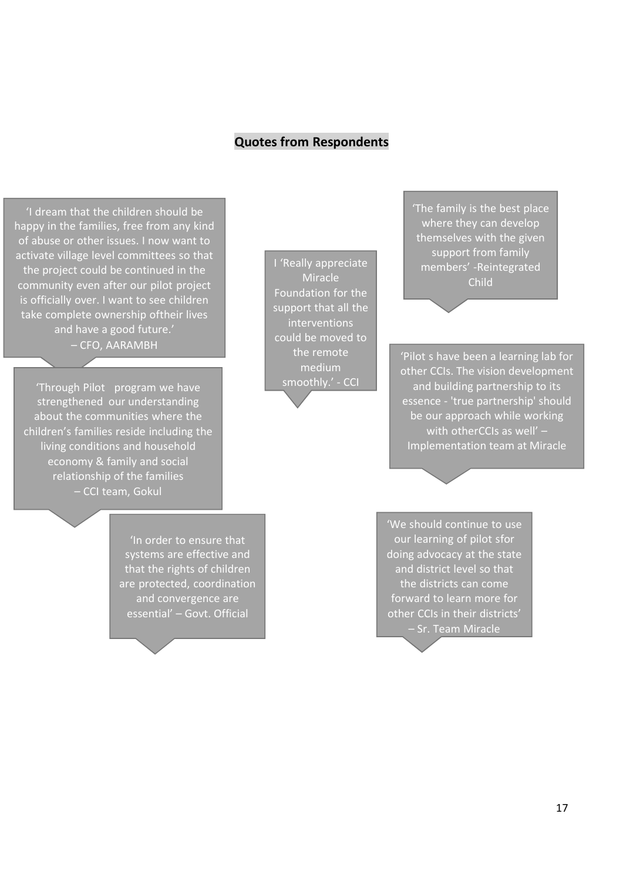## Quotes from Respondents

'I dream that the children should be happy in the families, free from any kind of abuse or other issues. I now want to activate village level committees so that the project could be continued in the community even after our pilot project is officially over. I want to see children take complete ownership oftheir lives and have a good future.'
– CFO, AARAMBH

I 'Really appreciate Miracle Foundation for the support that all the interventions could be moved to the remote medium smoothly.' - CCI

'The family is the best place where they can develop themselves with the given support from family members' -Reintegrated Child

'Through Pilot program we have strengthened our understanding about the communities where the children's families reside including the living conditions and household economy & family and social relationship of the families
– CCI team, Gokul

'Pilot s have been a learning lab for other CCIs. The vision development and building partnership to its essence - 'true partnership' should be our approach while working with otherCCIs as well' – Implementation team at Miracle

'In order to ensure that systems are effective and that the rights of children are protected, coordination and convergence are essential' – Govt. Official

'We should continue to use our learning of pilot sfor doing advocacy at the state and district level so that the districts can come forward to learn more for other CCIs in their districts'
– Sr. Team Miracle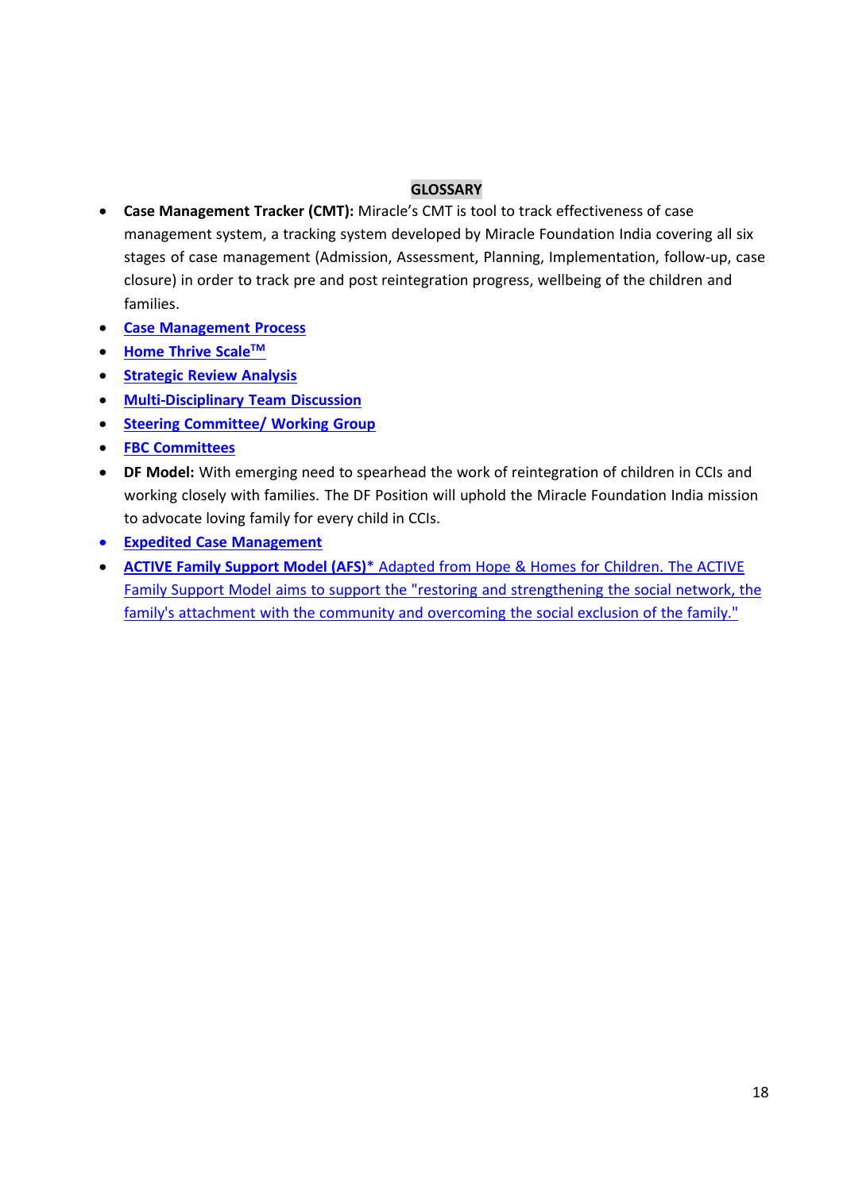## GLOSSARY

- **Case Management Tracker (CMT):** Miracle's CMT is tool to track effectiveness of case management system, a tracking system developed by Miracle Foundation India covering all six stages of case management (Admission, Assessment, Planning, Implementation, follow-up, case closure) in order to track pre and post reintegration progress, wellbeing of the children and families.
- **Case Management Process**
- **Home Thrive Scale™**
- **Strategic Review Analysis**
- **Multi-Disciplinary Team Discussion**
- **Steering Committee/ Working Group**
- **FBC Committees**
- **DF Model:** With emerging need to spearhead the work of reintegration of children in CCIs and working closely with families. The DF Position will uphold the Miracle Foundation India mission to advocate loving family for every child in CCIs.
- **Expedited Case Management**
- **ACTIVE Family Support Model (AFS)*** Adapted from Hope & Homes for Children. The ACTIVE Family Support Model aims to support the "restoring and strengthening the social network, the family's attachment with the community and overcoming the social exclusion of the family."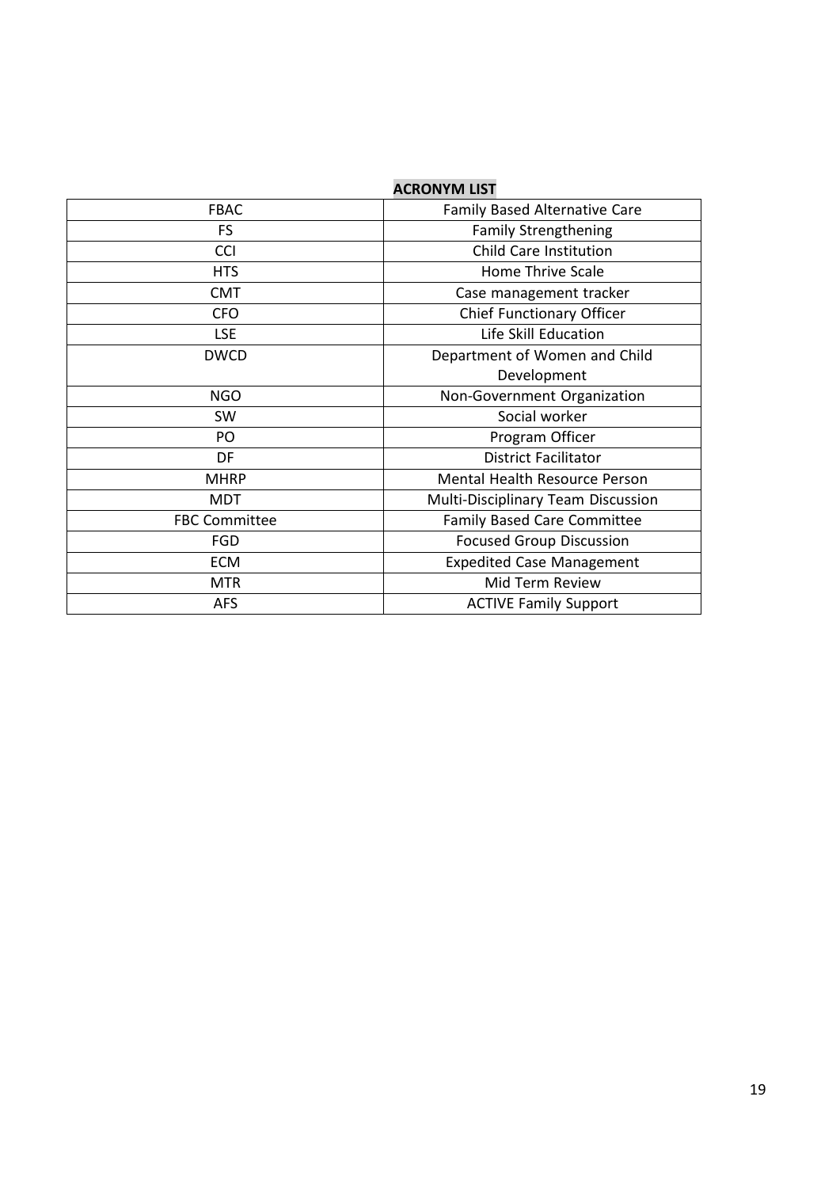**ACRONYM LIST**

| | |
|---|---|
| FBAC | Family Based Alternative Care |
| FS | Family Strengthening |
| CCI | Child Care Institution |
| HTS | Home Thrive Scale |
| CMT | Case management tracker |
| CFO | Chief Functionary Officer |
| LSE | Life Skill Education |
| DWCD | Department of Women and Child Development |
| NGO | Non-Government Organization |
| SW | Social worker |
| PO | Program Officer |
| DF | District Facilitator |
| MHRP | Mental Health Resource Person |
| MDT | Multi-Disciplinary Team Discussion |
| FBC Committee | Family Based Care Committee |
| FGD | Focused Group Discussion |
| ECM | Expedited Case Management |
| MTR | Mid Term Review |
| AFS | ACTIVE Family Support |